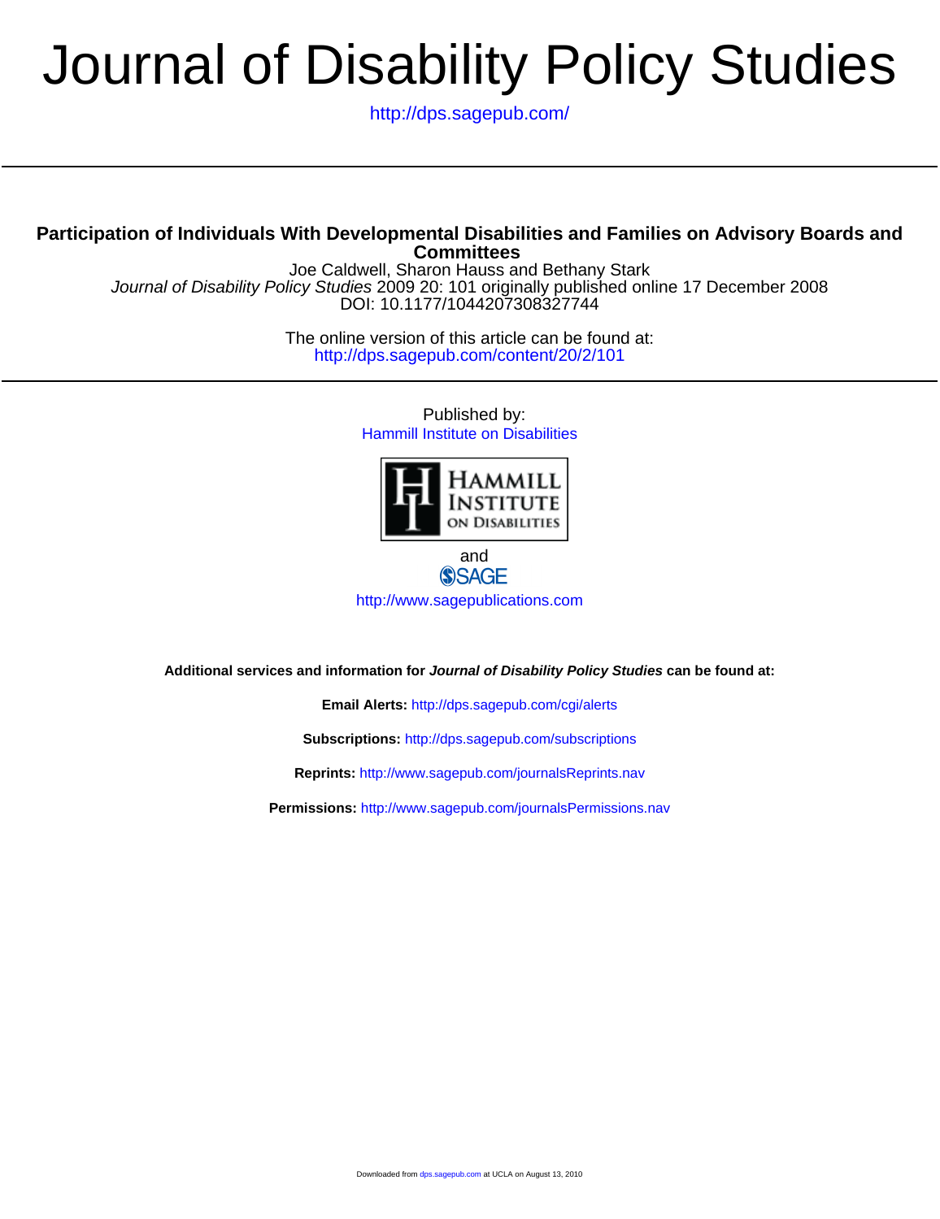# Journal of Disability Policy Studies

http://dps.sagepub.com/

## Participation of Individuals With Developmental Disabilities and Families on Advisory Boards and Committees

Joe Caldwell, Sharon Hauss and Bethany Stark

*Journal of Disability Policy Studies* 2009 20: 101 originally published online 17 December 2008

DOI: 10.1177/1044207308327744

The online version of this article can be found at:

http://dps.sagepub.com/content/20/2/101

Published by:

Hammill Institute on Disabilities

and

SAGE

http://www.sagepublications.com

**Additional services and information for *Journal of Disability Policy Studies* can be found at:**

**Email Alerts:** http://dps.sagepub.com/cgi/alerts

**Subscriptions:** http://dps.sagepub.com/subscriptions

**Reprints:** http://www.sagepub.com/journalsReprints.nav

**Permissions:** http://www.sagepub.com/journalsPermissions.nav

Downloaded from dps.sagepub.com at UCLA on August 13, 2010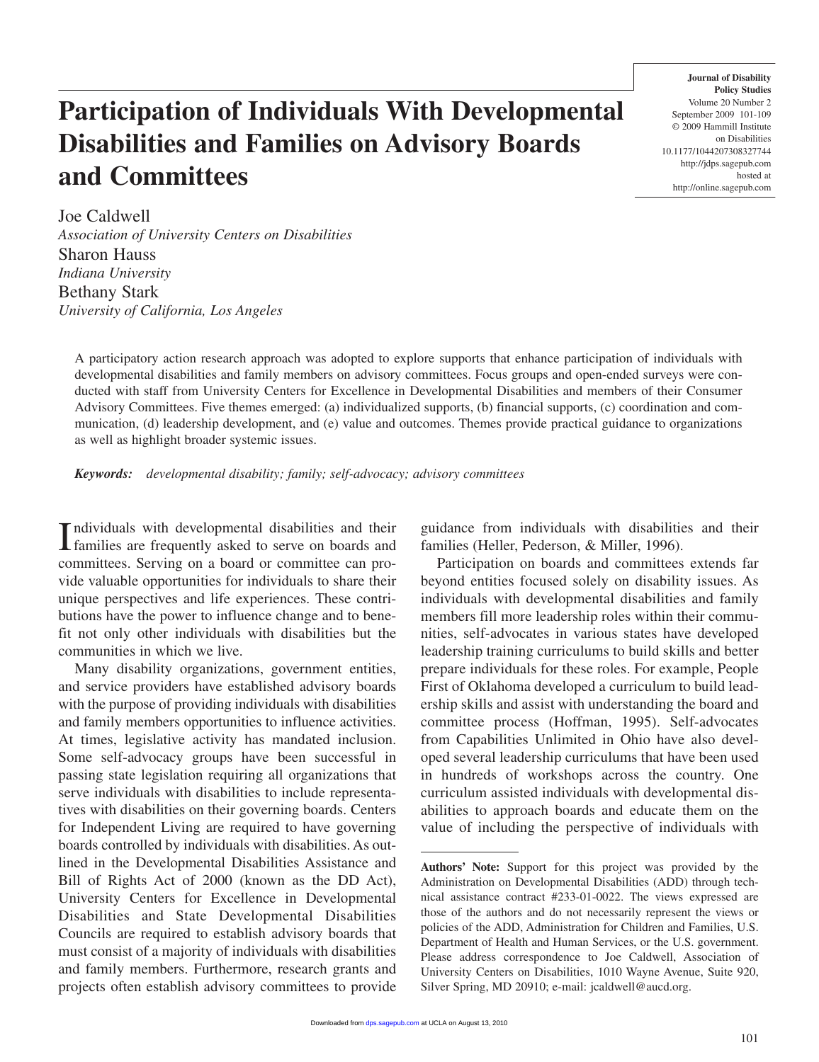# Participation of Individuals With Developmental Disabilities and Families on Advisory Boards and Committees

Joe Caldwell
*Association of University Centers on Disabilities*
Sharon Hauss
*Indiana University*
Bethany Stark
*University of California, Los Angeles*

A participatory action research approach was adopted to explore supports that enhance participation of individuals with developmental disabilities and family members on advisory committees. Focus groups and open-ended surveys were conducted with staff from University Centers for Excellence in Developmental Disabilities and members of their Consumer Advisory Committees. Five themes emerged: (a) individualized supports, (b) financial supports, (c) coordination and communication, (d) leadership development, and (e) value and outcomes. Themes provide practical guidance to organizations as well as highlight broader systemic issues.

***Keywords:*** *developmental disability; family; self-advocacy; advisory committees*

Individuals with developmental disabilities and their families are frequently asked to serve on boards and committees. Serving on a board or committee can provide valuable opportunities for individuals to share their unique perspectives and life experiences. These contributions have the power to influence change and to benefit not only other individuals with disabilities but the communities in which we live.

Many disability organizations, government entities, and service providers have established advisory boards with the purpose of providing individuals with disabilities and family members opportunities to influence activities. At times, legislative activity has mandated inclusion. Some self-advocacy groups have been successful in passing state legislation requiring all organizations that serve individuals with disabilities to include representatives with disabilities on their governing boards. Centers for Independent Living are required to have governing boards controlled by individuals with disabilities. As outlined in the Developmental Disabilities Assistance and Bill of Rights Act of 2000 (known as the DD Act), University Centers for Excellence in Developmental Disabilities and State Developmental Disabilities Councils are required to establish advisory boards that must consist of a majority of individuals with disabilities and family members. Furthermore, research grants and projects often establish advisory committees to provide guidance from individuals with disabilities and their families (Heller, Pederson, & Miller, 1996).

Participation on boards and committees extends far beyond entities focused solely on disability issues. As individuals with developmental disabilities and family members fill more leadership roles within their communities, self-advocates in various states have developed leadership training curriculums to build skills and better prepare individuals for these roles. For example, People First of Oklahoma developed a curriculum to build leadership skills and assist with understanding the board and committee process (Hoffman, 1995). Self-advocates from Capabilities Unlimited in Ohio have also developed several leadership curriculums that have been used in hundreds of workshops across the country. One curriculum assisted individuals with developmental disabilities to approach boards and educate them on the value of including the perspective of individuals with

**Authors' Note:** Support for this project was provided by the Administration on Developmental Disabilities (ADD) through technical assistance contract #233-01-0022. The views expressed are those of the authors and do not necessarily represent the views or policies of the ADD, Administration for Children and Families, U.S. Department of Health and Human Services, or the U.S. government. Please address correspondence to Joe Caldwell, Association of University Centers on Disabilities, 1010 Wayne Avenue, Suite 920, Silver Spring, MD 20910; e-mail: jcaldwell@aucd.org.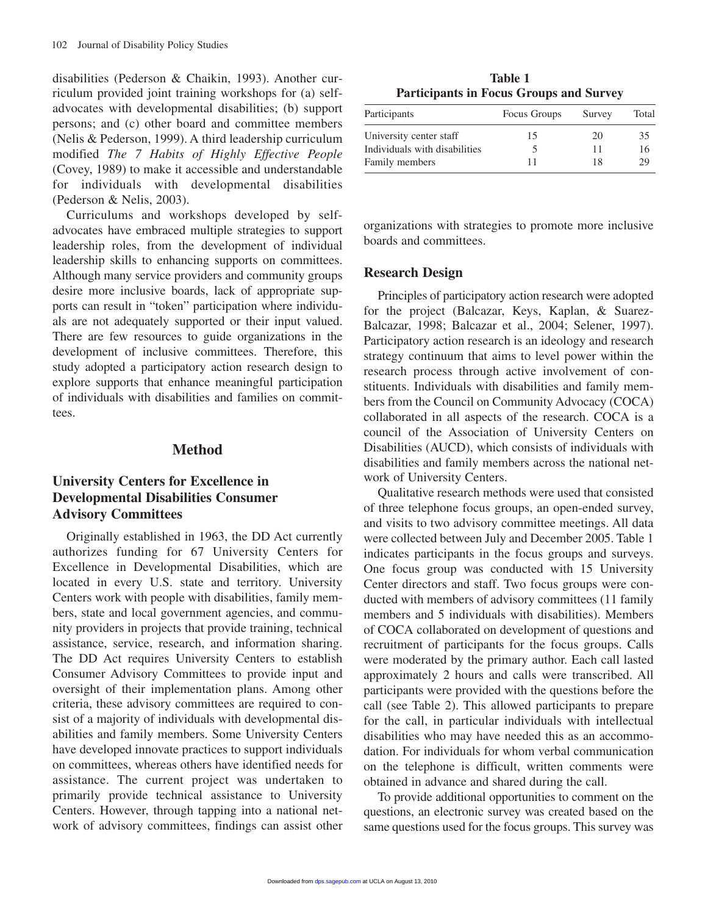disabilities (Pederson & Chaikin, 1993). Another curriculum provided joint training workshops for (a) self-advocates with developmental disabilities; (b) support persons; and (c) other board and committee members (Nelis & Pederson, 1999). A third leadership curriculum modified *The 7 Habits of Highly Effective People* (Covey, 1989) to make it accessible and understandable for individuals with developmental disabilities (Pederson & Nelis, 2003).

Curriculums and workshops developed by self-advocates have embraced multiple strategies to support leadership roles, from the development of individual leadership skills to enhancing supports on committees. Although many service providers and community groups desire more inclusive boards, lack of appropriate supports can result in "token" participation where individuals are not adequately supported or their input valued. There are few resources to guide organizations in the development of inclusive committees. Therefore, this study adopted a participatory action research design to explore supports that enhance meaningful participation of individuals with disabilities and families on committees.

## Method

### University Centers for Excellence in Developmental Disabilities Consumer Advisory Committees

Originally established in 1963, the DD Act currently authorizes funding for 67 University Centers for Excellence in Developmental Disabilities, which are located in every U.S. state and territory. University Centers work with people with disabilities, family members, state and local government agencies, and community providers in projects that provide training, technical assistance, service, research, and information sharing. The DD Act requires University Centers to establish Consumer Advisory Committees to provide input and oversight of their implementation plans. Among other criteria, these advisory committees are required to consist of a majority of individuals with developmental disabilities and family members. Some University Centers have developed innovate practices to support individuals on committees, whereas others have identified needs for assistance. The current project was undertaken to primarily provide technical assistance to University Centers. However, through tapping into a national network of advisory committees, findings can assist other organizations with strategies to promote more inclusive boards and committees.

**Table 1**
**Participants in Focus Groups and Survey**

| Participants | Focus Groups | Survey | Total |
|---|---|---|---|
| University center staff | 15 | 20 | 35 |
| Individuals with disabilities | 5 | 11 | 16 |
| Family members | 11 | 18 | 29 |

### Research Design

Principles of participatory action research were adopted for the project (Balcazar, Keys, Kaplan, & Suarez-Balcazar, 1998; Balcazar et al., 2004; Selener, 1997). Participatory action research is an ideology and research strategy continuum that aims to level power within the research process through active involvement of constituents. Individuals with disabilities and family members from the Council on Community Advocacy (COCA) collaborated in all aspects of the research. COCA is a council of the Association of University Centers on Disabilities (AUCD), which consists of individuals with disabilities and family members across the national network of University Centers.

Qualitative research methods were used that consisted of three telephone focus groups, an open-ended survey, and visits to two advisory committee meetings. All data were collected between July and December 2005. Table 1 indicates participants in the focus groups and surveys. One focus group was conducted with 15 University Center directors and staff. Two focus groups were conducted with members of advisory committees (11 family members and 5 individuals with disabilities). Members of COCA collaborated on development of questions and recruitment of participants for the focus groups. Calls were moderated by the primary author. Each call lasted approximately 2 hours and calls were transcribed. All participants were provided with the questions before the call (see Table 2). This allowed participants to prepare for the call, in particular individuals with intellectual disabilities who may have needed this as an accommodation. For individuals for whom verbal communication on the telephone is difficult, written comments were obtained in advance and shared during the call.

To provide additional opportunities to comment on the questions, an electronic survey was created based on the same questions used for the focus groups. This survey was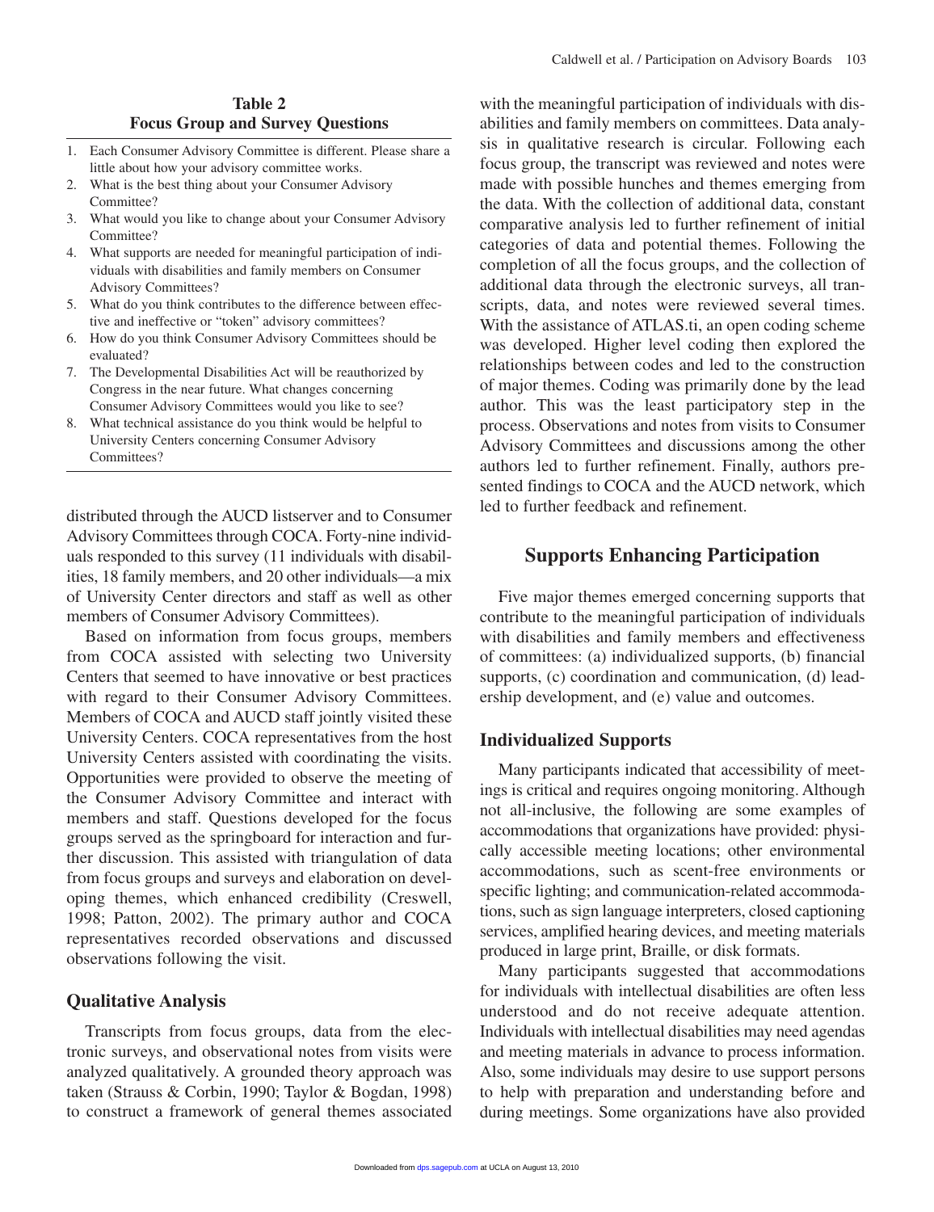**Table 2**
**Focus Group and Survey Questions**

1. Each Consumer Advisory Committee is different. Please share a little about how your advisory committee works.
2. What is the best thing about your Consumer Advisory Committee?
3. What would you like to change about your Consumer Advisory Committee?
4. What supports are needed for meaningful participation of individuals with disabilities and family members on Consumer Advisory Committees?
5. What do you think contributes to the difference between effective and ineffective or "token" advisory committees?
6. How do you think Consumer Advisory Committees should be evaluated?
7. The Developmental Disabilities Act will be reauthorized by Congress in the near future. What changes concerning Consumer Advisory Committees would you like to see?
8. What technical assistance do you think would be helpful to University Centers concerning Consumer Advisory Committees?

distributed through the AUCD listserver and to Consumer Advisory Committees through COCA. Forty-nine individuals responded to this survey (11 individuals with disabilities, 18 family members, and 20 other individuals—a mix of University Center directors and staff as well as other members of Consumer Advisory Committees).

Based on information from focus groups, members from COCA assisted with selecting two University Centers that seemed to have innovative or best practices with regard to their Consumer Advisory Committees. Members of COCA and AUCD staff jointly visited these University Centers. COCA representatives from the host University Centers assisted with coordinating the visits. Opportunities were provided to observe the meeting of the Consumer Advisory Committee and interact with members and staff. Questions developed for the focus groups served as the springboard for interaction and further discussion. This assisted with triangulation of data from focus groups and surveys and elaboration on developing themes, which enhanced credibility (Creswell, 1998; Patton, 2002). The primary author and COCA representatives recorded observations and discussed observations following the visit.

## Qualitative Analysis

Transcripts from focus groups, data from the electronic surveys, and observational notes from visits were analyzed qualitatively. A grounded theory approach was taken (Strauss & Corbin, 1990; Taylor & Bogdan, 1998) to construct a framework of general themes associated with the meaningful participation of individuals with disabilities and family members on committees. Data analysis in qualitative research is circular. Following each focus group, the transcript was reviewed and notes were made with possible hunches and themes emerging from the data. With the collection of additional data, constant comparative analysis led to further refinement of initial categories of data and potential themes. Following the completion of all the focus groups, and the collection of additional data through the electronic surveys, all transcripts, data, and notes were reviewed several times. With the assistance of ATLAS.ti, an open coding scheme was developed. Higher level coding then explored the relationships between codes and led to the construction of major themes. Coding was primarily done by the lead author. This was the least participatory step in the process. Observations and notes from visits to Consumer Advisory Committees and discussions among the other authors led to further refinement. Finally, authors presented findings to COCA and the AUCD network, which led to further feedback and refinement.

# Supports Enhancing Participation

Five major themes emerged concerning supports that contribute to the meaningful participation of individuals with disabilities and family members and effectiveness of committees: (a) individualized supports, (b) financial supports, (c) coordination and communication, (d) leadership development, and (e) value and outcomes.

## Individualized Supports

Many participants indicated that accessibility of meetings is critical and requires ongoing monitoring. Although not all-inclusive, the following are some examples of accommodations that organizations have provided: physically accessible meeting locations; other environmental accommodations, such as scent-free environments or specific lighting; and communication-related accommodations, such as sign language interpreters, closed captioning services, amplified hearing devices, and meeting materials produced in large print, Braille, or disk formats.

Many participants suggested that accommodations for individuals with intellectual disabilities are often less understood and do not receive adequate attention. Individuals with intellectual disabilities may need agendas and meeting materials in advance to process information. Also, some individuals may desire to use support persons to help with preparation and understanding before and during meetings. Some organizations have also provided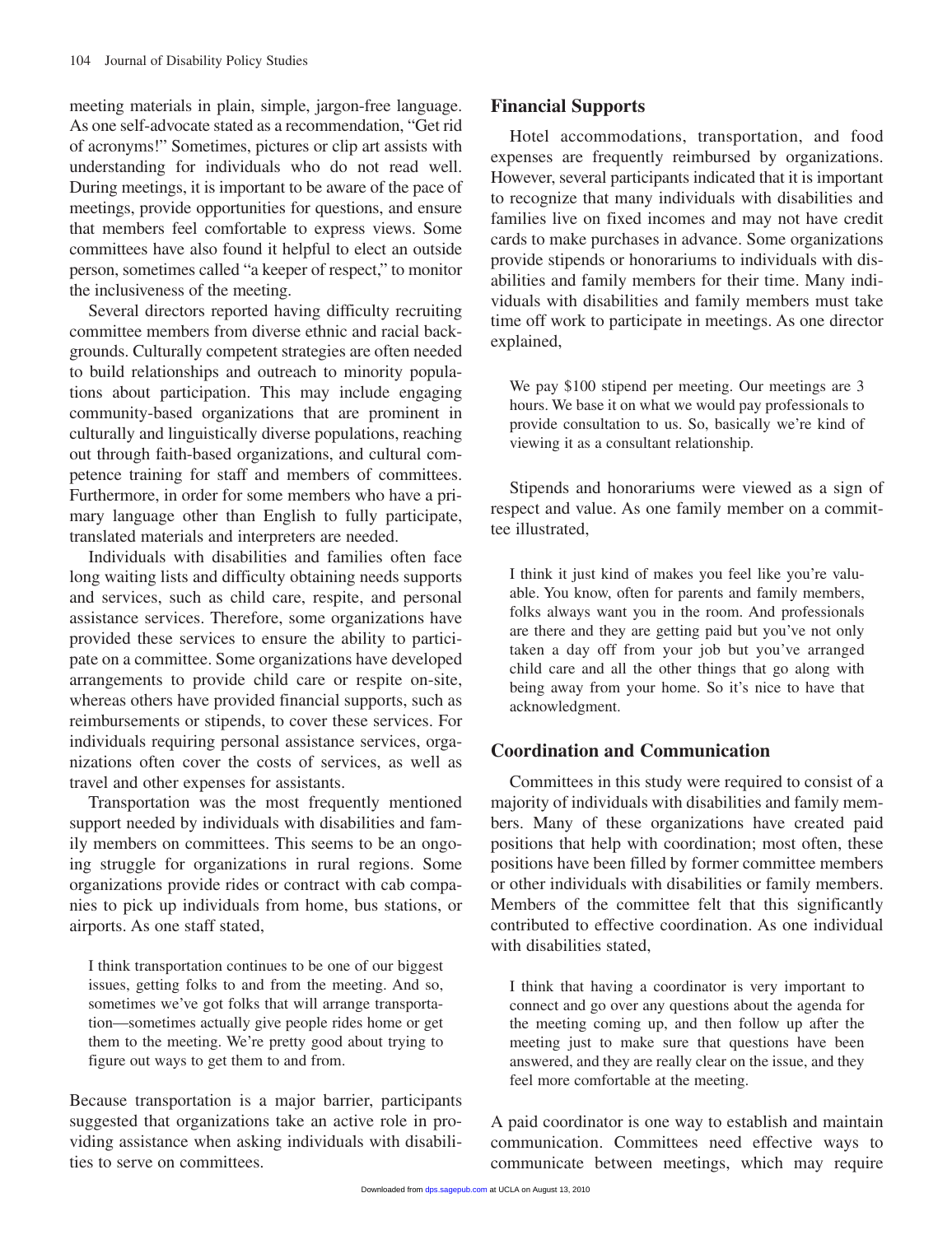meeting materials in plain, simple, jargon-free language. As one self-advocate stated as a recommendation, "Get rid of acronyms!" Sometimes, pictures or clip art assists with understanding for individuals who do not read well. During meetings, it is important to be aware of the pace of meetings, provide opportunities for questions, and ensure that members feel comfortable to express views. Some committees have also found it helpful to elect an outside person, sometimes called "a keeper of respect," to monitor the inclusiveness of the meeting.

Several directors reported having difficulty recruiting committee members from diverse ethnic and racial backgrounds. Culturally competent strategies are often needed to build relationships and outreach to minority populations about participation. This may include engaging community-based organizations that are prominent in culturally and linguistically diverse populations, reaching out through faith-based organizations, and cultural competence training for staff and members of committees. Furthermore, in order for some members who have a primary language other than English to fully participate, translated materials and interpreters are needed.

Individuals with disabilities and families often face long waiting lists and difficulty obtaining needs supports and services, such as child care, respite, and personal assistance services. Therefore, some organizations have provided these services to ensure the ability to participate on a committee. Some organizations have developed arrangements to provide child care or respite on-site, whereas others have provided financial supports, such as reimbursements or stipends, to cover these services. For individuals requiring personal assistance services, organizations often cover the costs of services, as well as travel and other expenses for assistants.

Transportation was the most frequently mentioned support needed by individuals with disabilities and family members on committees. This seems to be an ongoing struggle for organizations in rural regions. Some organizations provide rides or contract with cab companies to pick up individuals from home, bus stations, or airports. As one staff stated,

> I think transportation continues to be one of our biggest issues, getting folks to and from the meeting. And so, sometimes we've got folks that will arrange transportation—sometimes actually give people rides home or get them to the meeting. We're pretty good about trying to figure out ways to get them to and from.

Because transportation is a major barrier, participants suggested that organizations take an active role in providing assistance when asking individuals with disabilities to serve on committees.

## Financial Supports

Hotel accommodations, transportation, and food expenses are frequently reimbursed by organizations. However, several participants indicated that it is important to recognize that many individuals with disabilities and families live on fixed incomes and may not have credit cards to make purchases in advance. Some organizations provide stipends or honorariums to individuals with disabilities and family members for their time. Many individuals with disabilities and family members must take time off work to participate in meetings. As one director explained,

> We pay $100 stipend per meeting. Our meetings are 3 hours. We base it on what we would pay professionals to provide consultation to us. So, basically we're kind of viewing it as a consultant relationship.

Stipends and honorariums were viewed as a sign of respect and value. As one family member on a committee illustrated,

> I think it just kind of makes you feel like you're valuable. You know, often for parents and family members, folks always want you in the room. And professionals are there and they are getting paid but you've not only taken a day off from your job but you've arranged child care and all the other things that go along with being away from your home. So it's nice to have that acknowledgment.

## Coordination and Communication

Committees in this study were required to consist of a majority of individuals with disabilities and family members. Many of these organizations have created paid positions that help with coordination; most often, these positions have been filled by former committee members or other individuals with disabilities or family members. Members of the committee felt that this significantly contributed to effective coordination. As one individual with disabilities stated,

> I think that having a coordinator is very important to connect and go over any questions about the agenda for the meeting coming up, and then follow up after the meeting just to make sure that questions have been answered, and they are really clear on the issue, and they feel more comfortable at the meeting.

A paid coordinator is one way to establish and maintain communication. Committees need effective ways to communicate between meetings, which may require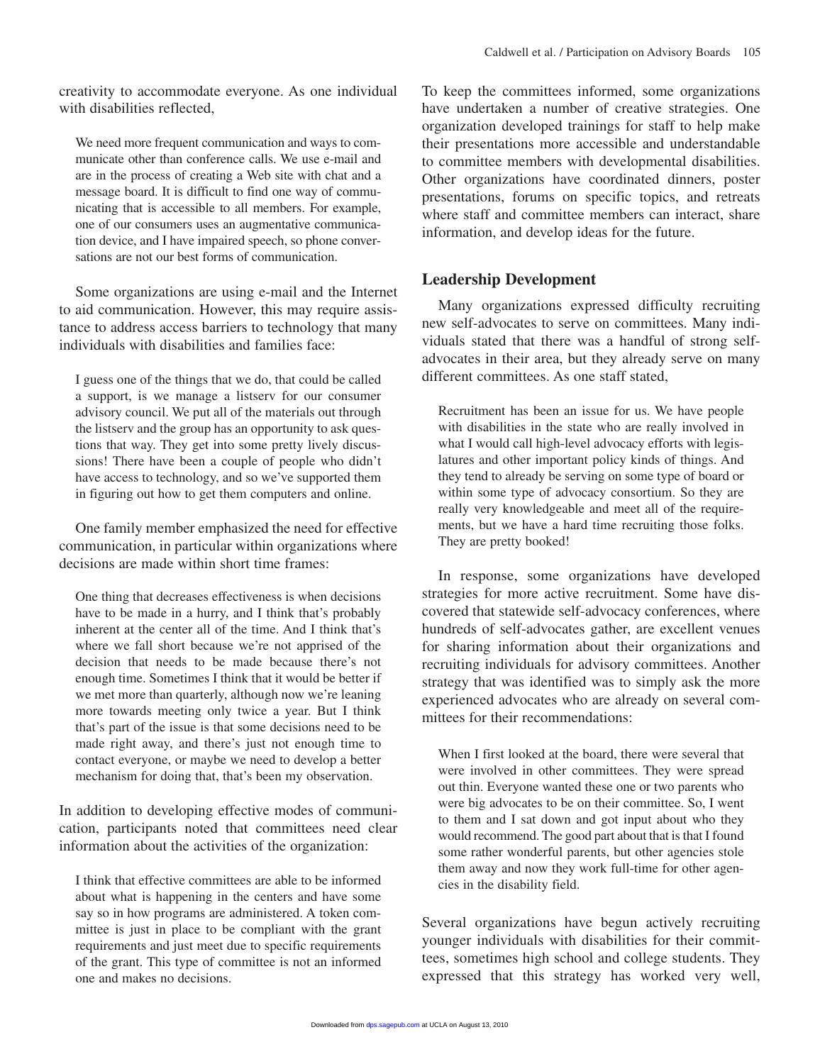creativity to accommodate everyone. As one individual with disabilities reflected,

> We need more frequent communication and ways to communicate other than conference calls. We use e-mail and are in the process of creating a Web site with chat and a message board. It is difficult to find one way of communicating that is accessible to all members. For example, one of our consumers uses an augmentative communication device, and I have impaired speech, so phone conversations are not our best forms of communication.

Some organizations are using e-mail and the Internet to aid communication. However, this may require assistance to address access barriers to technology that many individuals with disabilities and families face:

> I guess one of the things that we do, that could be called a support, is we manage a listserv for our consumer advisory council. We put all of the materials out through the listserv and the group has an opportunity to ask questions that way. They get into some pretty lively discussions! There have been a couple of people who didn't have access to technology, and so we've supported them in figuring out how to get them computers and online.

One family member emphasized the need for effective communication, in particular within organizations where decisions are made within short time frames:

> One thing that decreases effectiveness is when decisions have to be made in a hurry, and I think that's probably inherent at the center all of the time. And I think that's where we fall short because we're not apprised of the decision that needs to be made because there's not enough time. Sometimes I think that it would be better if we met more than quarterly, although now we're leaning more towards meeting only twice a year. But I think that's part of the issue is that some decisions need to be made right away, and there's just not enough time to contact everyone, or maybe we need to develop a better mechanism for doing that, that's been my observation.

In addition to developing effective modes of communication, participants noted that committees need clear information about the activities of the organization:

> I think that effective committees are able to be informed about what is happening in the centers and have some say so in how programs are administered. A token committee is just in place to be compliant with the grant requirements and just meet due to specific requirements of the grant. This type of committee is not an informed one and makes no decisions.

To keep the committees informed, some organizations have undertaken a number of creative strategies. One organization developed trainings for staff to help make their presentations more accessible and understandable to committee members with developmental disabilities. Other organizations have coordinated dinners, poster presentations, forums on specific topics, and retreats where staff and committee members can interact, share information, and develop ideas for the future.

## Leadership Development

Many organizations expressed difficulty recruiting new self-advocates to serve on committees. Many individuals stated that there was a handful of strong self-advocates in their area, but they already serve on many different committees. As one staff stated,

> Recruitment has been an issue for us. We have people with disabilities in the state who are really involved in what I would call high-level advocacy efforts with legislatures and other important policy kinds of things. And they tend to already be serving on some type of board or within some type of advocacy consortium. So they are really very knowledgeable and meet all of the requirements, but we have a hard time recruiting those folks. They are pretty booked!

In response, some organizations have developed strategies for more active recruitment. Some have discovered that statewide self-advocacy conferences, where hundreds of self-advocates gather, are excellent venues for sharing information about their organizations and recruiting individuals for advisory committees. Another strategy that was identified was to simply ask the more experienced advocates who are already on several committees for their recommendations:

> When I first looked at the board, there were several that were involved in other committees. They were spread out thin. Everyone wanted these one or two parents who were big advocates to be on their committee. So, I went to them and I sat down and got input about who they would recommend. The good part about that is that I found some rather wonderful parents, but other agencies stole them away and now they work full-time for other agencies in the disability field.

Several organizations have begun actively recruiting younger individuals with disabilities for their committees, sometimes high school and college students. They expressed that this strategy has worked very well,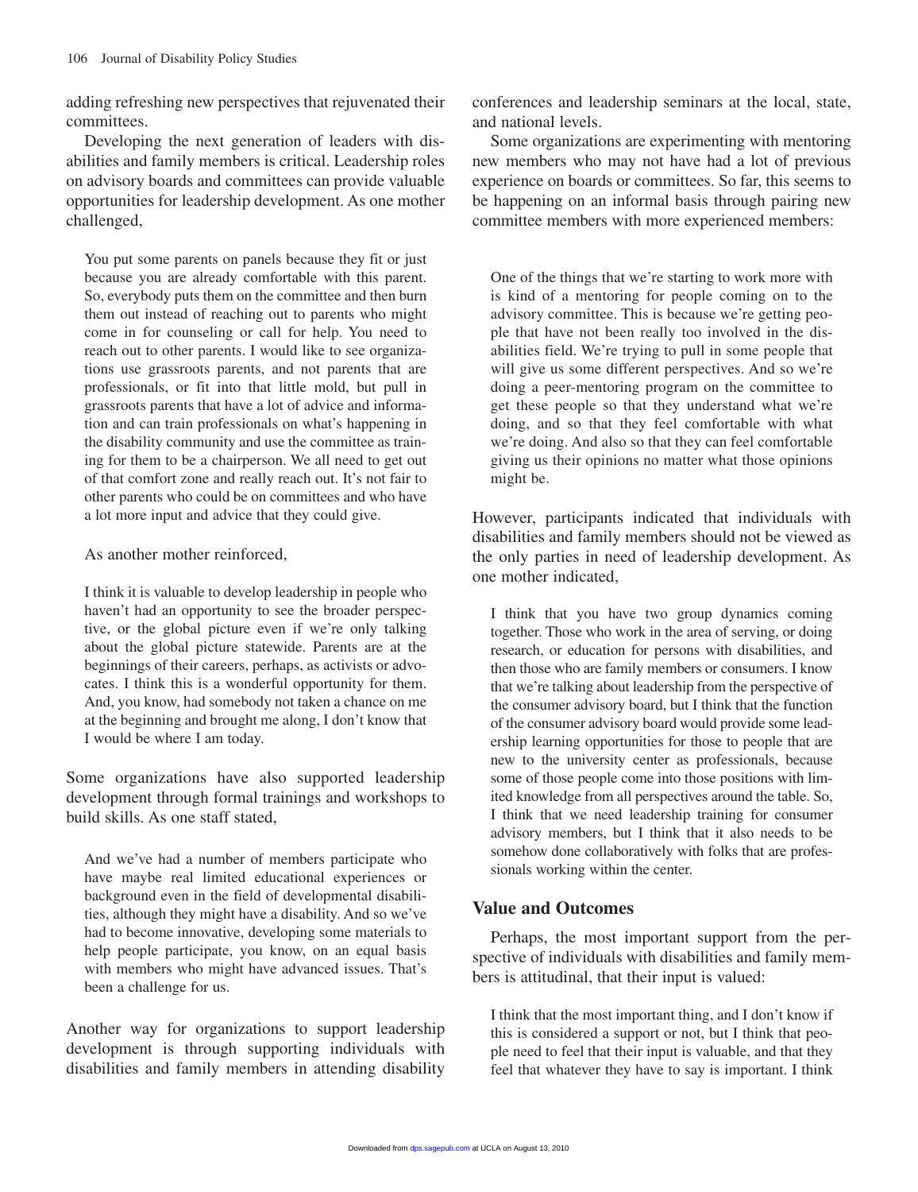adding refreshing new perspectives that rejuvenated their committees.

Developing the next generation of leaders with disabilities and family members is critical. Leadership roles on advisory boards and committees can provide valuable opportunities for leadership development. As one mother challenged,

> You put some parents on panels because they fit or just because you are already comfortable with this parent. So, everybody puts them on the committee and then burn them out instead of reaching out to parents who might come in for counseling or call for help. You need to reach out to other parents. I would like to see organizations use grassroots parents, and not parents that are professionals, or fit into that little mold, but pull in grassroots parents that have a lot of advice and information and can train professionals on what's happening in the disability community and use the committee as training for them to be a chairperson. We all need to get out of that comfort zone and really reach out. It's not fair to other parents who could be on committees and who have a lot more input and advice that they could give.

As another mother reinforced,

> I think it is valuable to develop leadership in people who haven't had an opportunity to see the broader perspective, or the global picture even if we're only talking about the global picture statewide. Parents are at the beginnings of their careers, perhaps, as activists or advocates. I think this is a wonderful opportunity for them. And, you know, had somebody not taken a chance on me at the beginning and brought me along, I don't know that I would be where I am today.

Some organizations have also supported leadership development through formal trainings and workshops to build skills. As one staff stated,

> And we've had a number of members participate who have maybe real limited educational experiences or background even in the field of developmental disabilities, although they might have a disability. And so we've had to become innovative, developing some materials to help people participate, you know, on an equal basis with members who might have advanced issues. That's been a challenge for us.

Another way for organizations to support leadership development is through supporting individuals with disabilities and family members in attending disability conferences and leadership seminars at the local, state, and national levels.

Some organizations are experimenting with mentoring new members who may not have had a lot of previous experience on boards or committees. So far, this seems to be happening on an informal basis through pairing new committee members with more experienced members:

> One of the things that we're starting to work more with is kind of a mentoring for people coming on to the advisory committee. This is because we're getting people that have not been really too involved in the disabilities field. We're trying to pull in some people that will give us some different perspectives. And so we're doing a peer-mentoring program on the committee to get these people so that they understand what we're doing, and so that they feel comfortable with what we're doing. And also so that they can feel comfortable giving us their opinions no matter what those opinions might be.

However, participants indicated that individuals with disabilities and family members should not be viewed as the only parties in need of leadership development. As one mother indicated,

> I think that you have two group dynamics coming together. Those who work in the area of serving, or doing research, or education for persons with disabilities, and then those who are family members or consumers. I know that we're talking about leadership from the perspective of the consumer advisory board, but I think that the function of the consumer advisory board would provide some leadership learning opportunities for those to people that are new to the university center as professionals, because some of those people come into those positions with limited knowledge from all perspectives around the table. So, I think that we need leadership training for consumer advisory members, but I think that it also needs to be somehow done collaboratively with folks that are professionals working within the center.

## Value and Outcomes

Perhaps, the most important support from the perspective of individuals with disabilities and family members is attitudinal, that their input is valued:

> I think that the most important thing, and I don't know if this is considered a support or not, but I think that people need to feel that their input is valuable, and that they feel that whatever they have to say is important. I think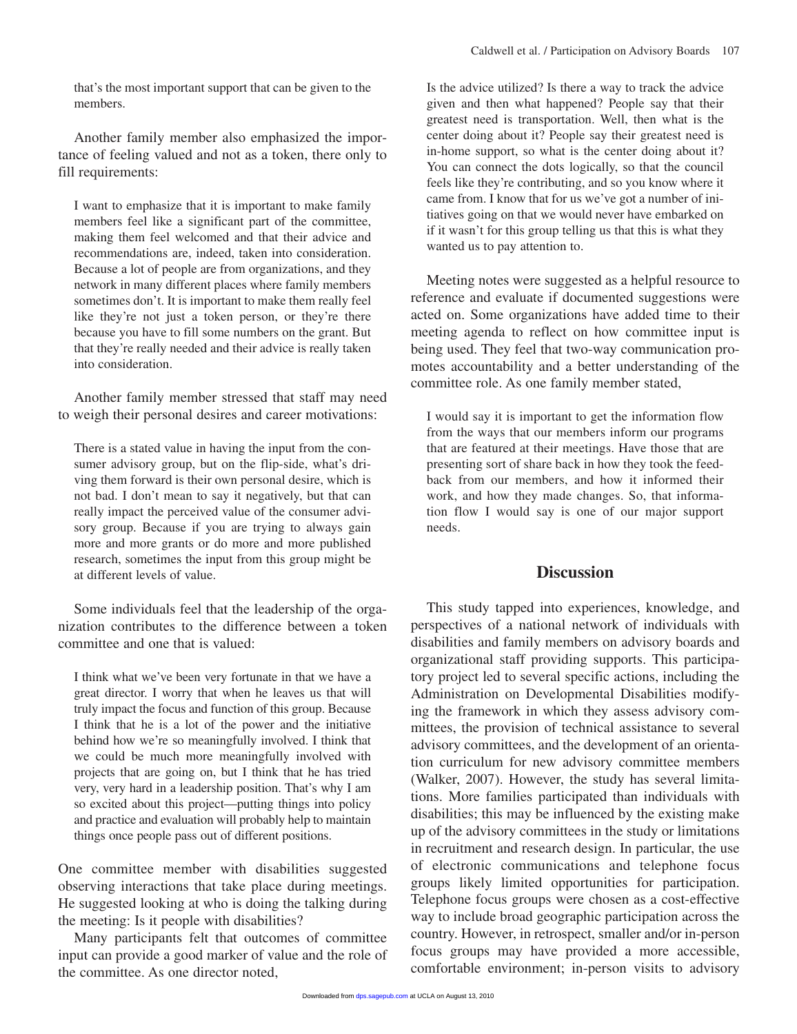that's the most important support that can be given to the members.

Another family member also emphasized the importance of feeling valued and not as a token, there only to fill requirements:

> I want to emphasize that it is important to make family members feel like a significant part of the committee, making them feel welcomed and that their advice and recommendations are, indeed, taken into consideration. Because a lot of people are from organizations, and they network in many different places where family members sometimes don't. It is important to make them really feel like they're not just a token person, or they're there because you have to fill some numbers on the grant. But that they're really needed and their advice is really taken into consideration.

Another family member stressed that staff may need to weigh their personal desires and career motivations:

> There is a stated value in having the input from the consumer advisory group, but on the flip-side, what's driving them forward is their own personal desire, which is not bad. I don't mean to say it negatively, but that can really impact the perceived value of the consumer advisory group. Because if you are trying to always gain more and more grants or do more and more published research, sometimes the input from this group might be at different levels of value.

Some individuals feel that the leadership of the organization contributes to the difference between a token committee and one that is valued:

> I think what we've been very fortunate in that we have a great director. I worry that when he leaves us that will truly impact the focus and function of this group. Because I think that he is a lot of the power and the initiative behind how we're so meaningfully involved. I think that we could be much more meaningfully involved with projects that are going on, but I think that he has tried very, very hard in a leadership position. That's why I am so excited about this project—putting things into policy and practice and evaluation will probably help to maintain things once people pass out of different positions.

One committee member with disabilities suggested observing interactions that take place during meetings. He suggested looking at who is doing the talking during the meeting: Is it people with disabilities?

Many participants felt that outcomes of committee input can provide a good marker of value and the role of the committee. As one director noted,

> Is the advice utilized? Is there a way to track the advice given and then what happened? People say that their greatest need is transportation. Well, then what is the center doing about it? People say their greatest need is in-home support, so what is the center doing about it? You can connect the dots logically, so that the council feels like they're contributing, and so you know where it came from. I know that for us we've got a number of initiatives going on that we would never have embarked on if it wasn't for this group telling us that this is what they wanted us to pay attention to.

Meeting notes were suggested as a helpful resource to reference and evaluate if documented suggestions were acted on. Some organizations have added time to their meeting agenda to reflect on how committee input is being used. They feel that two-way communication promotes accountability and a better understanding of the committee role. As one family member stated,

> I would say it is important to get the information flow from the ways that our members inform our programs that are featured at their meetings. Have those that are presenting sort of share back in how they took the feedback from our members, and how it informed their work, and how they made changes. So, that information flow I would say is one of our major support needs.

## Discussion

This study tapped into experiences, knowledge, and perspectives of a national network of individuals with disabilities and family members on advisory boards and organizational staff providing supports. This participatory project led to several specific actions, including the Administration on Developmental Disabilities modifying the framework in which they assess advisory committees, the provision of technical assistance to several advisory committees, and the development of an orientation curriculum for new advisory committee members (Walker, 2007). However, the study has several limitations. More families participated than individuals with disabilities; this may be influenced by the existing make up of the advisory committees in the study or limitations in recruitment and research design. In particular, the use of electronic communications and telephone focus groups likely limited opportunities for participation. Telephone focus groups were chosen as a cost-effective way to include broad geographic participation across the country. However, in retrospect, smaller and/or in-person focus groups may have provided a more accessible, comfortable environment; in-person visits to advisory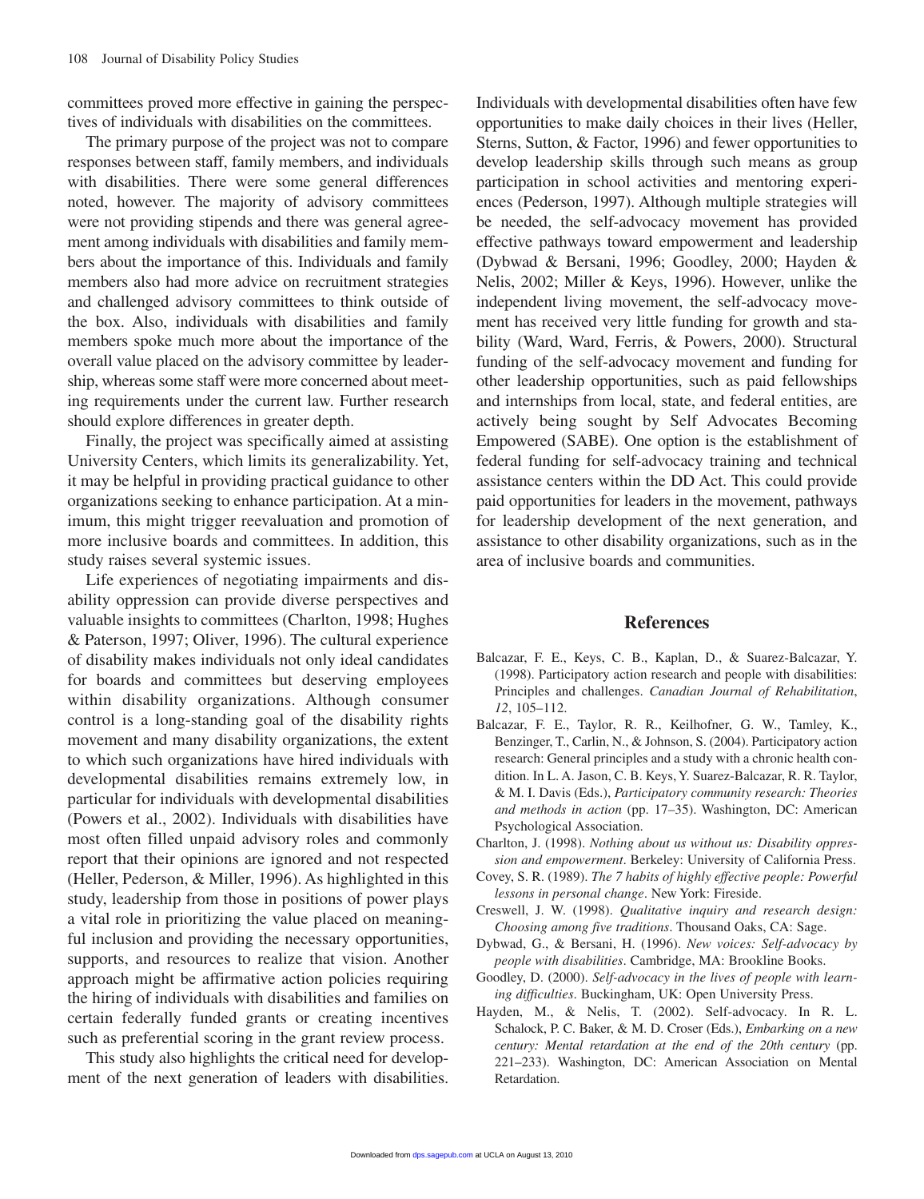committees proved more effective in gaining the perspectives of individuals with disabilities on the committees.

The primary purpose of the project was not to compare responses between staff, family members, and individuals with disabilities. There were some general differences noted, however. The majority of advisory committees were not providing stipends and there was general agreement among individuals with disabilities and family members about the importance of this. Individuals and family members also had more advice on recruitment strategies and challenged advisory committees to think outside of the box. Also, individuals with disabilities and family members spoke much more about the importance of the overall value placed on the advisory committee by leadership, whereas some staff were more concerned about meeting requirements under the current law. Further research should explore differences in greater depth.

Finally, the project was specifically aimed at assisting University Centers, which limits its generalizability. Yet, it may be helpful in providing practical guidance to other organizations seeking to enhance participation. At a minimum, this might trigger reevaluation and promotion of more inclusive boards and committees. In addition, this study raises several systemic issues.

Life experiences of negotiating impairments and disability oppression can provide diverse perspectives and valuable insights to committees (Charlton, 1998; Hughes & Paterson, 1997; Oliver, 1996). The cultural experience of disability makes individuals not only ideal candidates for boards and committees but deserving employees within disability organizations. Although consumer control is a long-standing goal of the disability rights movement and many disability organizations, the extent to which such organizations have hired individuals with developmental disabilities remains extremely low, in particular for individuals with developmental disabilities (Powers et al., 2002). Individuals with disabilities have most often filled unpaid advisory roles and commonly report that their opinions are ignored and not respected (Heller, Pederson, & Miller, 1996). As highlighted in this study, leadership from those in positions of power plays a vital role in prioritizing the value placed on meaningful inclusion and providing the necessary opportunities, supports, and resources to realize that vision. Another approach might be affirmative action policies requiring the hiring of individuals with disabilities and families on certain federally funded grants or creating incentives such as preferential scoring in the grant review process.

This study also highlights the critical need for development of the next generation of leaders with disabilities. Individuals with developmental disabilities often have few opportunities to make daily choices in their lives (Heller, Sterns, Sutton, & Factor, 1996) and fewer opportunities to develop leadership skills through such means as group participation in school activities and mentoring experiences (Pederson, 1997). Although multiple strategies will be needed, the self-advocacy movement has provided effective pathways toward empowerment and leadership (Dybwad & Bersani, 1996; Goodley, 2000; Hayden & Nelis, 2002; Miller & Keys, 1996). However, unlike the independent living movement, the self-advocacy movement has received very little funding for growth and stability (Ward, Ward, Ferris, & Powers, 2000). Structural funding of the self-advocacy movement and funding for other leadership opportunities, such as paid fellowships and internships from local, state, and federal entities, are actively being sought by Self Advocates Becoming Empowered (SABE). One option is the establishment of federal funding for self-advocacy training and technical assistance centers within the DD Act. This could provide paid opportunities for leaders in the movement, pathways for leadership development of the next generation, and assistance to other disability organizations, such as in the area of inclusive boards and communities.

## References

Balcazar, F. E., Keys, C. B., Kaplan, D., & Suarez-Balcazar, Y. (1998). Participatory action research and people with disabilities: Principles and challenges. *Canadian Journal of Rehabilitation*, *12*, 105–112.

Balcazar, F. E., Taylor, R. R., Keilhofner, G. W., Tamley, K., Benzinger, T., Carlin, N., & Johnson, S. (2004). Participatory action research: General principles and a study with a chronic health condition. In L. A. Jason, C. B. Keys, Y. Suarez-Balcazar, R. R. Taylor, & M. I. Davis (Eds.), *Participatory community research: Theories and methods in action* (pp. 17–35). Washington, DC: American Psychological Association.

Charlton, J. (1998). *Nothing about us without us: Disability oppression and empowerment*. Berkeley: University of California Press.

Covey, S. R. (1989). *The 7 habits of highly effective people: Powerful lessons in personal change*. New York: Fireside.

Creswell, J. W. (1998). *Qualitative inquiry and research design: Choosing among five traditions*. Thousand Oaks, CA: Sage.

Dybwad, G., & Bersani, H. (1996). *New voices: Self-advocacy by people with disabilities*. Cambridge, MA: Brookline Books.

Goodley, D. (2000). *Self-advocacy in the lives of people with learning difficulties*. Buckingham, UK: Open University Press.

Hayden, M., & Nelis, T. (2002). Self-advocacy. In R. L. Schalock, P. C. Baker, & M. D. Croser (Eds.), *Embarking on a new century: Mental retardation at the end of the 20th century* (pp. 221–233). Washington, DC: American Association on Mental Retardation.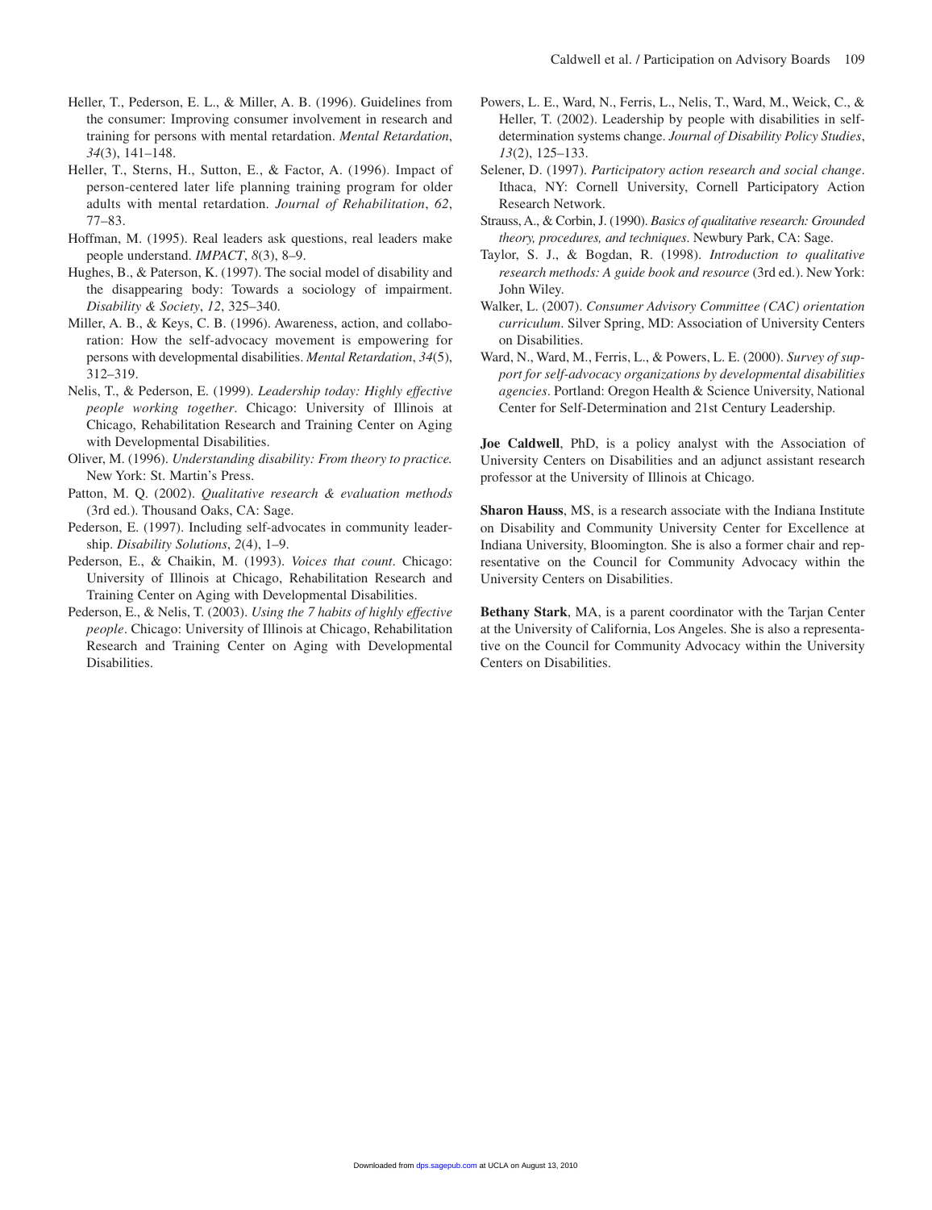Heller, T., Pederson, E. L., & Miller, A. B. (1996). Guidelines from the consumer: Improving consumer involvement in research and training for persons with mental retardation. *Mental Retardation*, *34*(3), 141–148.

Heller, T., Sterns, H., Sutton, E., & Factor, A. (1996). Impact of person-centered later life planning training program for older adults with mental retardation. *Journal of Rehabilitation*, *62*, 77–83.

Hoffman, M. (1995). Real leaders ask questions, real leaders make people understand. *IMPACT*, *8*(3), 8–9.

Hughes, B., & Paterson, K. (1997). The social model of disability and the disappearing body: Towards a sociology of impairment. *Disability & Society*, *12*, 325–340.

Miller, A. B., & Keys, C. B. (1996). Awareness, action, and collaboration: How the self-advocacy movement is empowering for persons with developmental disabilities. *Mental Retardation*, *34*(5), 312–319.

Nelis, T., & Pederson, E. (1999). *Leadership today: Highly effective people working together*. Chicago: University of Illinois at Chicago, Rehabilitation Research and Training Center on Aging with Developmental Disabilities.

Oliver, M. (1996). *Understanding disability: From theory to practice.* New York: St. Martin's Press.

Patton, M. Q. (2002). *Qualitative research & evaluation methods* (3rd ed.). Thousand Oaks, CA: Sage.

Pederson, E. (1997). Including self-advocates in community leadership. *Disability Solutions*, *2*(4), 1–9.

Pederson, E., & Chaikin, M. (1993). *Voices that count*. Chicago: University of Illinois at Chicago, Rehabilitation Research and Training Center on Aging with Developmental Disabilities.

Pederson, E., & Nelis, T. (2003). *Using the 7 habits of highly effective people*. Chicago: University of Illinois at Chicago, Rehabilitation Research and Training Center on Aging with Developmental Disabilities.

Powers, L. E., Ward, N., Ferris, L., Nelis, T., Ward, M., Weick, C., & Heller, T. (2002). Leadership by people with disabilities in self-determination systems change. *Journal of Disability Policy Studies*, *13*(2), 125–133.

Selener, D. (1997). *Participatory action research and social change*. Ithaca, NY: Cornell University, Cornell Participatory Action Research Network.

Strauss, A., & Corbin, J. (1990). *Basics of qualitative research: Grounded theory, procedures, and techniques*. Newbury Park, CA: Sage.

Taylor, S. J., & Bogdan, R. (1998). *Introduction to qualitative research methods: A guide book and resource* (3rd ed.). New York: John Wiley.

Walker, L. (2007). *Consumer Advisory Committee (CAC) orientation curriculum*. Silver Spring, MD: Association of University Centers on Disabilities.

Ward, N., Ward, M., Ferris, L., & Powers, L. E. (2000). *Survey of support for self-advocacy organizations by developmental disabilities agencies*. Portland: Oregon Health & Science University, National Center for Self-Determination and 21st Century Leadership.

**Joe Caldwell**, PhD, is a policy analyst with the Association of University Centers on Disabilities and an adjunct assistant research professor at the University of Illinois at Chicago.

**Sharon Hauss**, MS, is a research associate with the Indiana Institute on Disability and Community University Center for Excellence at Indiana University, Bloomington. She is also a former chair and representative on the Council for Community Advocacy within the University Centers on Disabilities.

**Bethany Stark**, MA, is a parent coordinator with the Tarjan Center at the University of California, Los Angeles. She is also a representative on the Council for Community Advocacy within the University Centers on Disabilities.